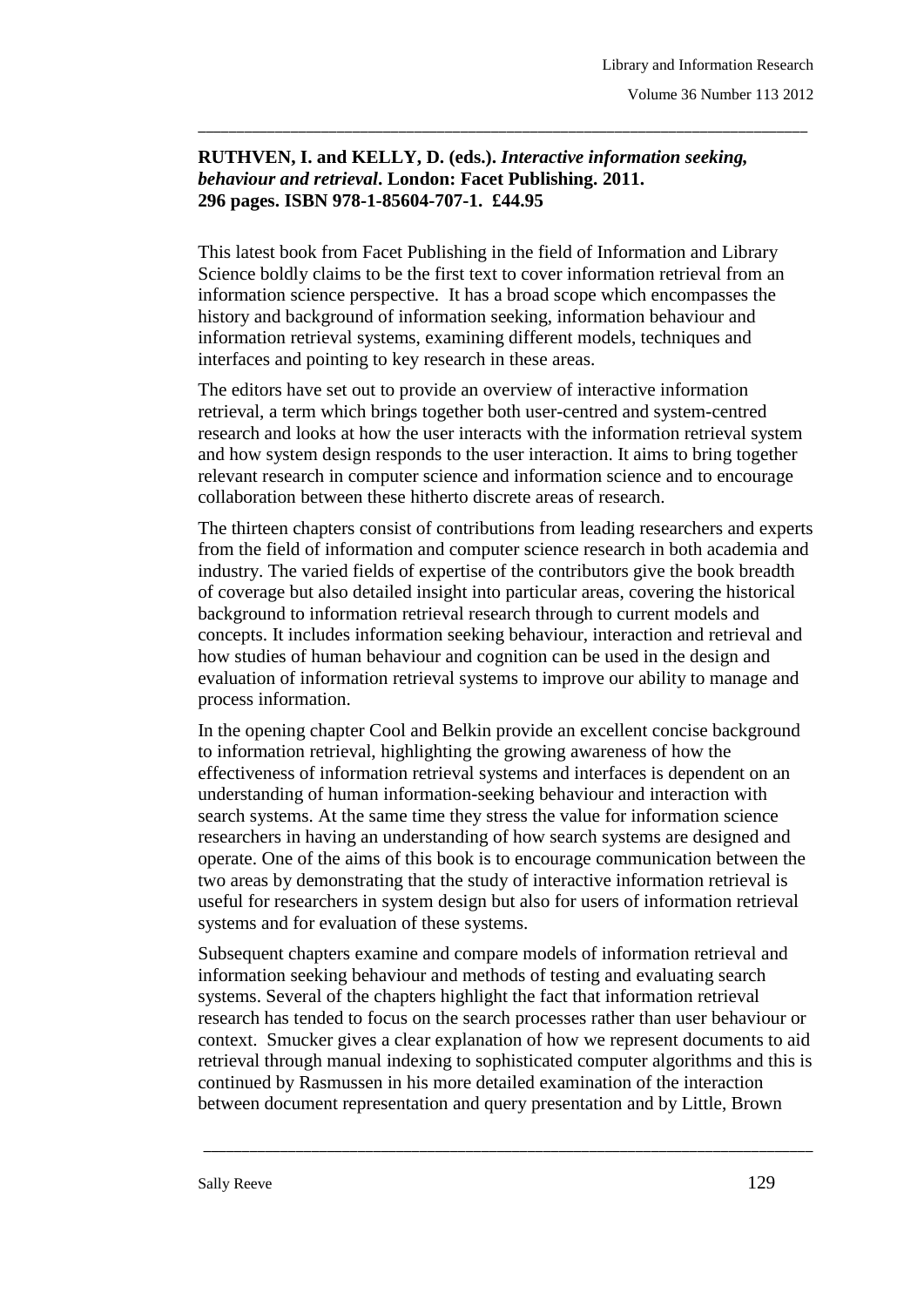**RUTHVEN, I. and KELLY, D. (eds.).** ***Interactive information seeking, behaviour and retrieval*****. London: Facet Publishing. 2011. 296 pages. ISBN 978-1-85604-707-1. £44.95**

This latest book from Facet Publishing in the field of Information and Library Science boldly claims to be the first text to cover information retrieval from an information science perspective. It has a broad scope which encompasses the history and background of information seeking, information behaviour and information retrieval systems, examining different models, techniques and interfaces and pointing to key research in these areas.

The editors have set out to provide an overview of interactive information retrieval, a term which brings together both user-centred and system-centred research and looks at how the user interacts with the information retrieval system and how system design responds to the user interaction. It aims to bring together relevant research in computer science and information science and to encourage collaboration between these hitherto discrete areas of research.

The thirteen chapters consist of contributions from leading researchers and experts from the field of information and computer science research in both academia and industry. The varied fields of expertise of the contributors give the book breadth of coverage but also detailed insight into particular areas, covering the historical background to information retrieval research through to current models and concepts. It includes information seeking behaviour, interaction and retrieval and how studies of human behaviour and cognition can be used in the design and evaluation of information retrieval systems to improve our ability to manage and process information.

In the opening chapter Cool and Belkin provide an excellent concise background to information retrieval, highlighting the growing awareness of how the effectiveness of information retrieval systems and interfaces is dependent on an understanding of human information-seeking behaviour and interaction with search systems. At the same time they stress the value for information science researchers in having an understanding of how search systems are designed and operate. One of the aims of this book is to encourage communication between the two areas by demonstrating that the study of interactive information retrieval is useful for researchers in system design but also for users of information retrieval systems and for evaluation of these systems.

Subsequent chapters examine and compare models of information retrieval and information seeking behaviour and methods of testing and evaluating search systems. Several of the chapters highlight the fact that information retrieval research has tended to focus on the search processes rather than user behaviour or context. Smucker gives a clear explanation of how we represent documents to aid retrieval through manual indexing to sophisticated computer algorithms and this is continued by Rasmussen in his more detailed examination of the interaction between document representation and query presentation and by Little, Brown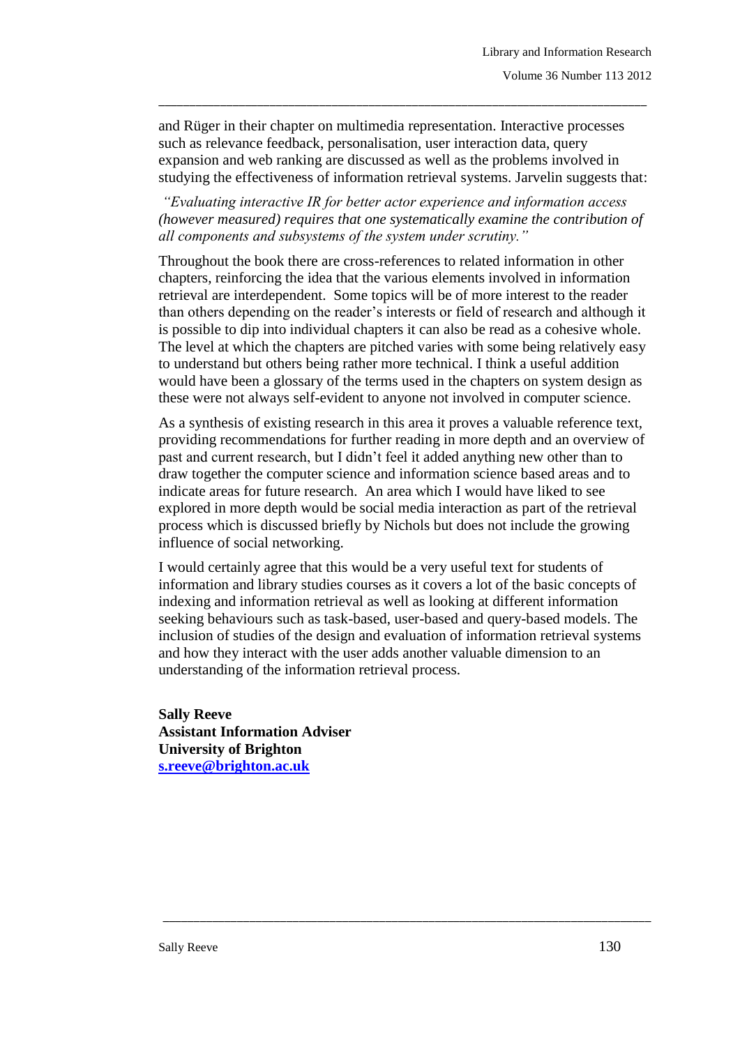and Rüger in their chapter on multimedia representation. Interactive processes such as relevance feedback, personalisation, user interaction data, query expansion and web ranking are discussed as well as the problems involved in studying the effectiveness of information retrieval systems. Jarvelin suggests that:

*"Evaluating interactive IR for better actor experience and information access (however measured) requires that one systematically examine the contribution of all components and subsystems of the system under scrutiny."*

Throughout the book there are cross-references to related information in other chapters, reinforcing the idea that the various elements involved in information retrieval are interdependent. Some topics will be of more interest to the reader than others depending on the reader's interests or field of research and although it is possible to dip into individual chapters it can also be read as a cohesive whole. The level at which the chapters are pitched varies with some being relatively easy to understand but others being rather more technical. I think a useful addition would have been a glossary of the terms used in the chapters on system design as these were not always self-evident to anyone not involved in computer science.

As a synthesis of existing research in this area it proves a valuable reference text, providing recommendations for further reading in more depth and an overview of past and current research, but I didn't feel it added anything new other than to draw together the computer science and information science based areas and to indicate areas for future research. An area which I would have liked to see explored in more depth would be social media interaction as part of the retrieval process which is discussed briefly by Nichols but does not include the growing influence of social networking.

I would certainly agree that this would be a very useful text for students of information and library studies courses as it covers a lot of the basic concepts of indexing and information retrieval as well as looking at different information seeking behaviours such as task-based, user-based and query-based models. The inclusion of studies of the design and evaluation of information retrieval systems and how they interact with the user adds another valuable dimension to an understanding of the information retrieval process.

**Sally Reeve**
**Assistant Information Adviser**
**University of Brighton**
**s.reeve@brighton.ac.uk**